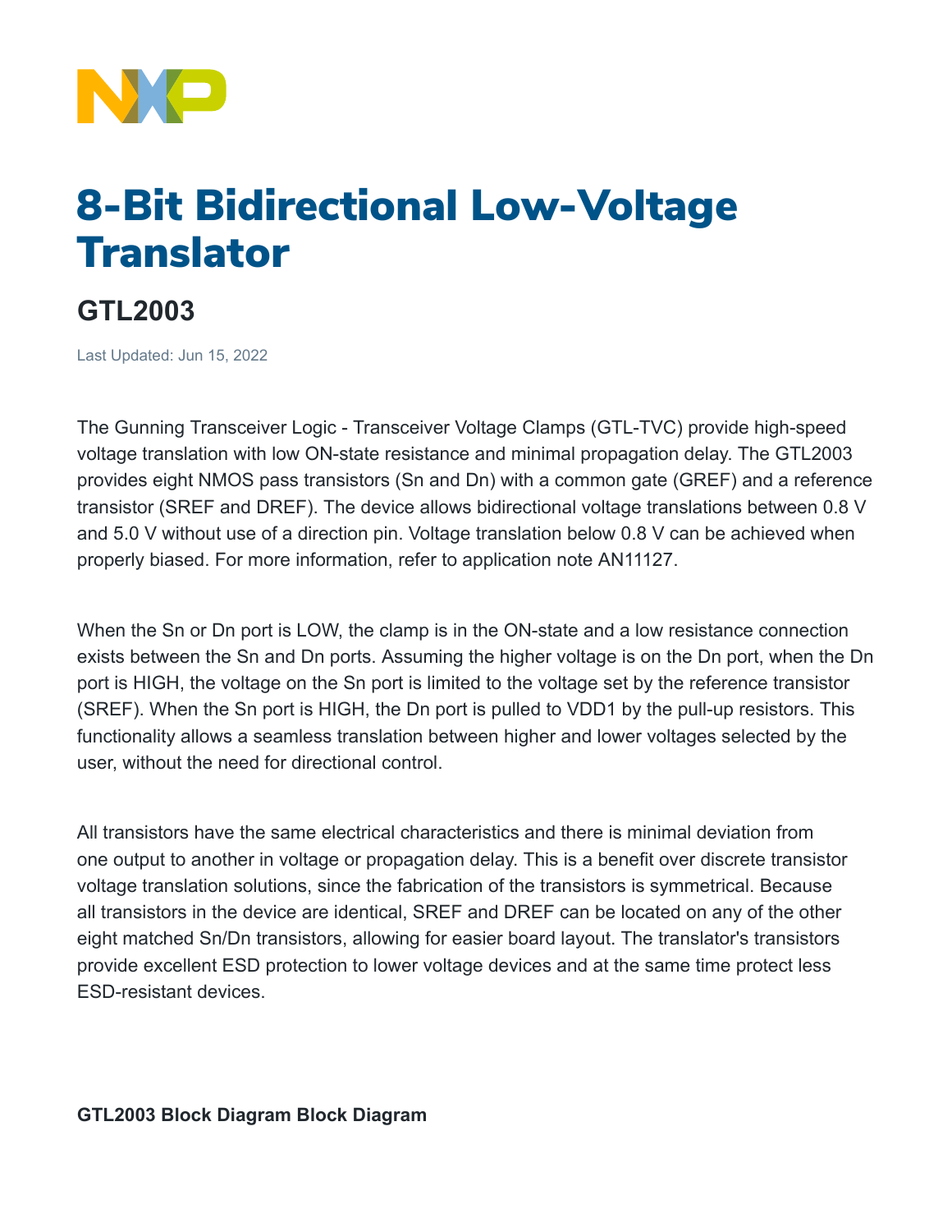# 8-Bit Bidirectional Low-Voltage Translator

## GTL2003

Last Updated: Jun 15, 2022

The Gunning Transceiver Logic - Transceiver Voltage Clamps (GTL-TVC) provide high-speed voltage translation with low ON-state resistance and minimal propagation delay. The GTL2003 provides eight NMOS pass transistors (Sn and Dn) with a common gate (GREF) and a reference transistor (SREF and DREF). The device allows bidirectional voltage translations between 0.8 V and 5.0 V without use of a direction pin. Voltage translation below 0.8 V can be achieved when properly biased. For more information, refer to application note AN11127.

When the Sn or Dn port is LOW, the clamp is in the ON-state and a low resistance connection exists between the Sn and Dn ports. Assuming the higher voltage is on the Dn port, when the Dn port is HIGH, the voltage on the Sn port is limited to the voltage set by the reference transistor (SREF). When the Sn port is HIGH, the Dn port is pulled to VDD1 by the pull-up resistors. This functionality allows a seamless translation between higher and lower voltages selected by the user, without the need for directional control.

All transistors have the same electrical characteristics and there is minimal deviation from one output to another in voltage or propagation delay. This is a benefit over discrete transistor voltage translation solutions, since the fabrication of the transistors is symmetrical. Because all transistors in the device are identical, SREF and DREF can be located on any of the other eight matched Sn/Dn transistors, allowing for easier board layout. The translator's transistors provide excellent ESD protection to lower voltage devices and at the same time protect less ESD-resistant devices.

**GTL2003 Block Diagram Block Diagram**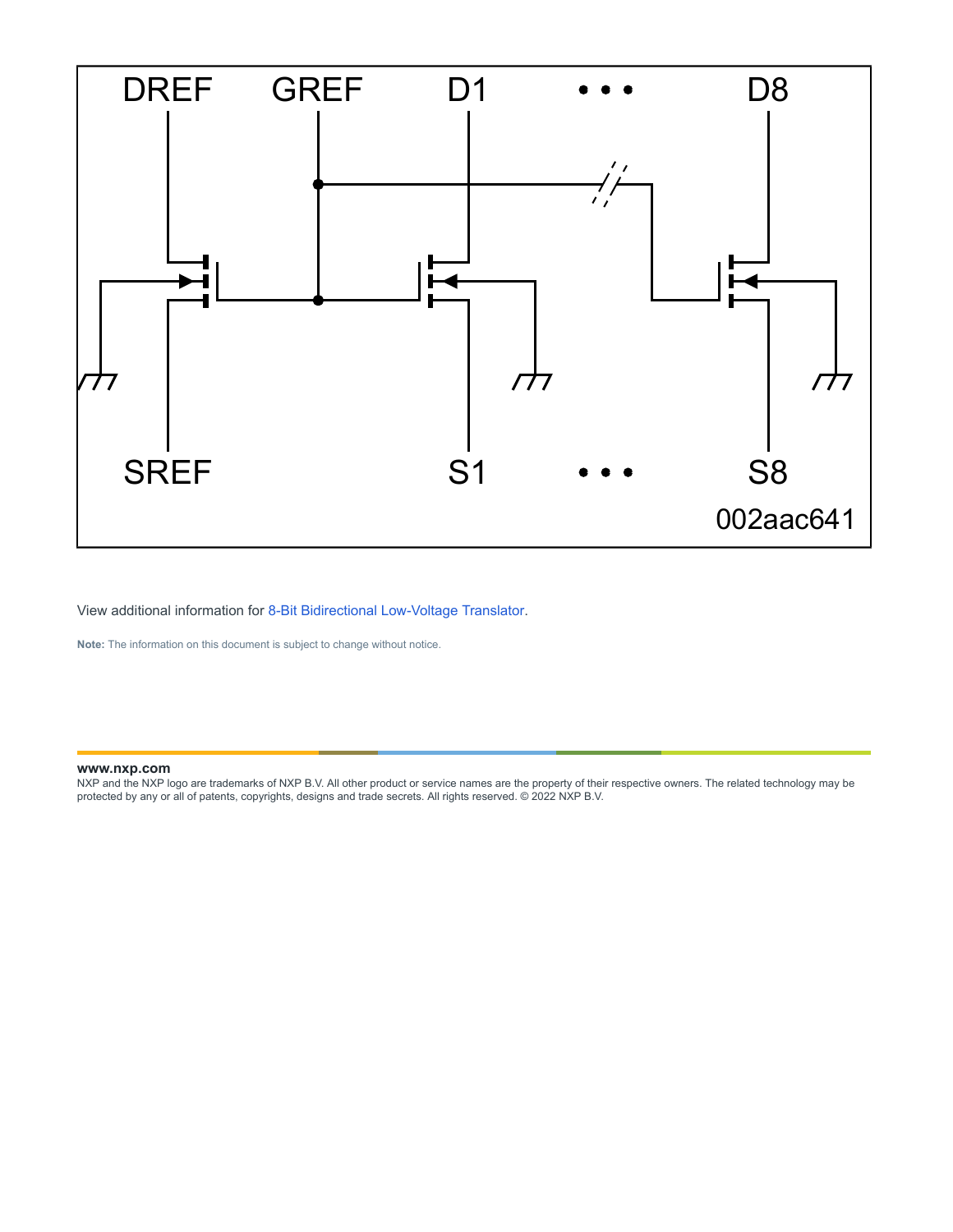DREF GREF D1 • • • D8

SREF S1 • • • S8

002aac641

View additional information for 8-Bit Bidirectional Low-Voltage Translator.

**Note:** The information on this document is subject to change without notice.

**www.nxp.com**

NXP and the NXP logo are trademarks of NXP B.V. All other product or service names are the property of their respective owners. The related technology may be protected by any or all of patents, copyrights, designs and trade secrets. All rights reserved. © 2022 NXP B.V.